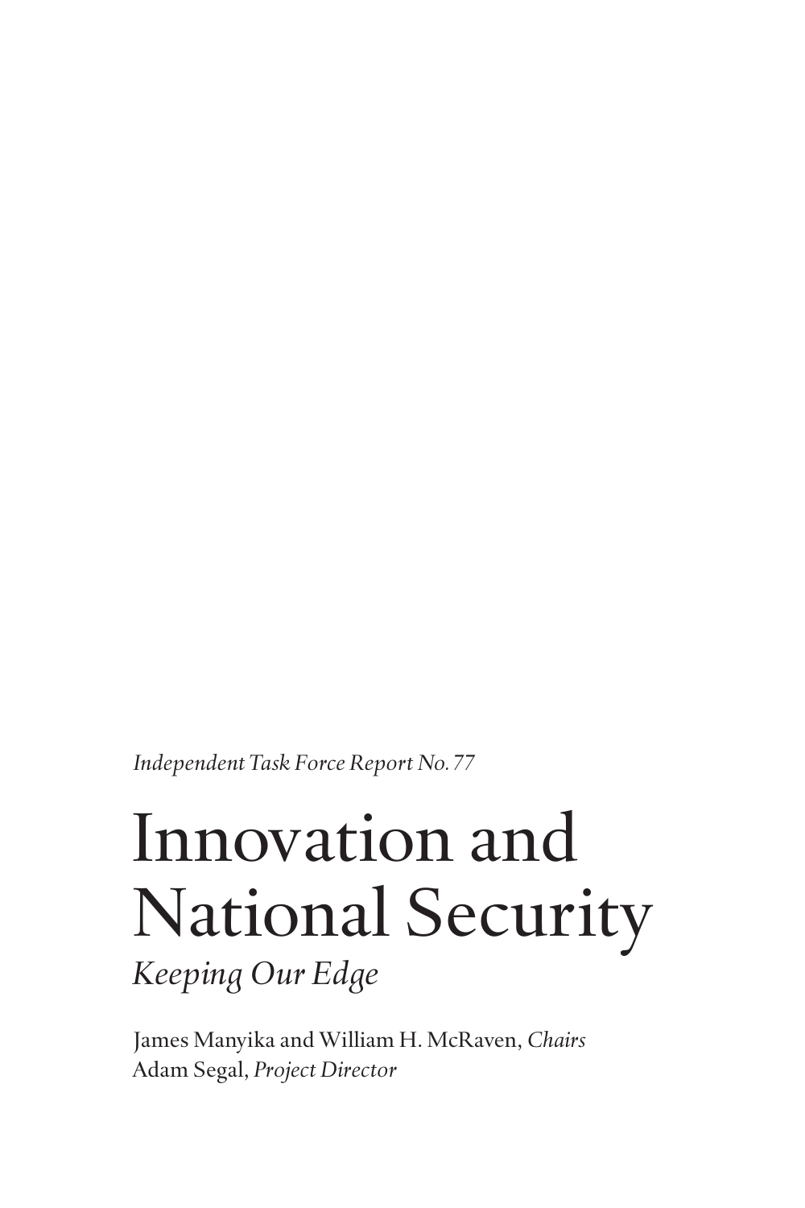*Independent Task Force Report No. 77*

# Innovation and National Security

*Keeping Our Edge*

James Manyika and William H. McRaven, *Chairs*
Adam Segal, *Project Director*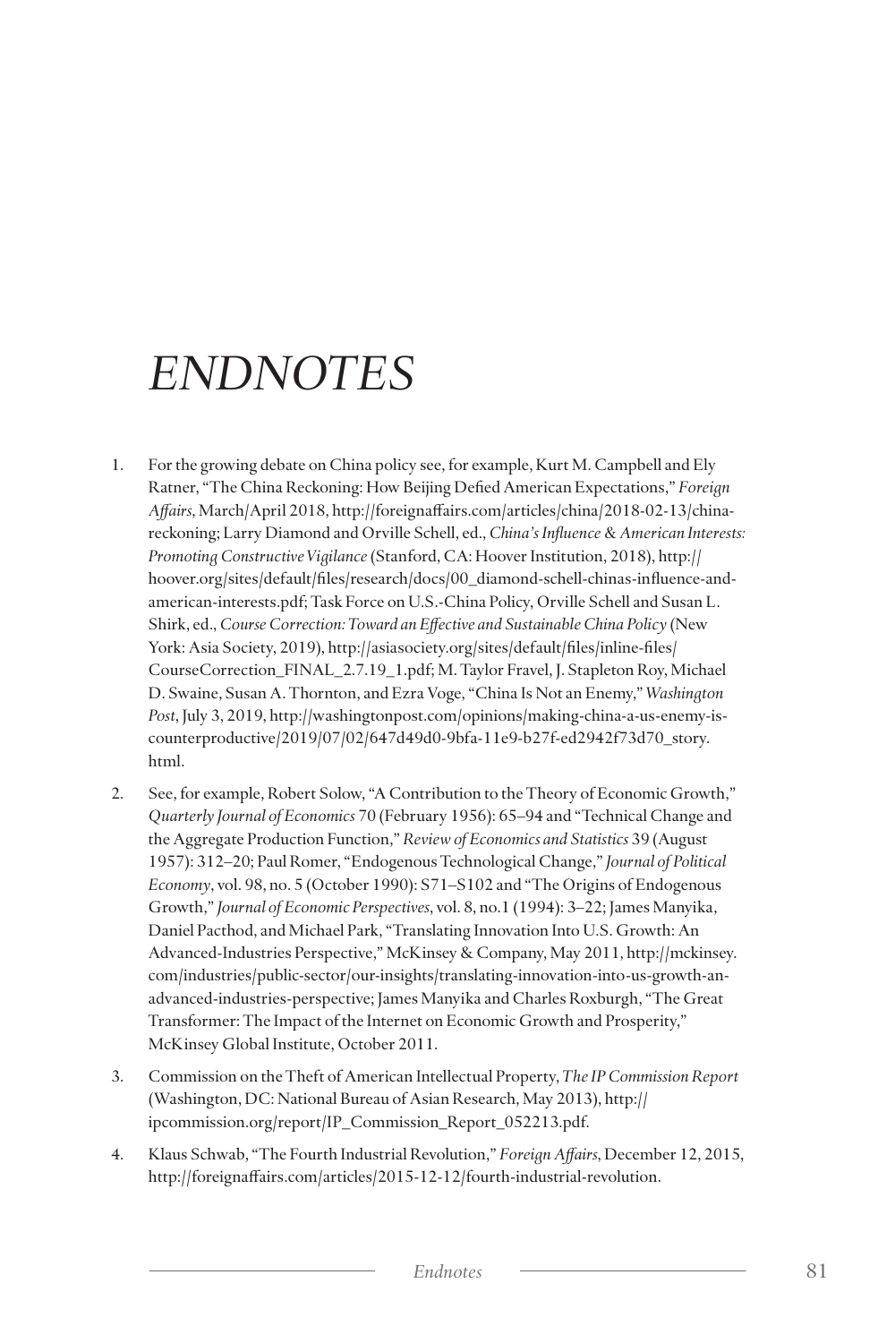# ENDNOTES

1. For the growing debate on China policy see, for example, Kurt M. Campbell and Ely Ratner, "The China Reckoning: How Beijing Defied American Expectations," *Foreign Affairs*, March/April 2018, http://foreignaffairs.com/articles/china/2018-02-13/china-reckoning; Larry Diamond and Orville Schell, ed., *China's Influence & American Interests: Promoting Constructive Vigilance* (Stanford, CA: Hoover Institution, 2018), http://hoover.org/sites/default/files/research/docs/00_diamond-schell-chinas-influence-and-american-interests.pdf; Task Force on U.S.-China Policy, Orville Schell and Susan L. Shirk, ed., *Course Correction: Toward an Effective and Sustainable China Policy* (New York: Asia Society, 2019), http://asiasociety.org/sites/default/files/inline-files/CourseCorrection_FINAL_2.7.19_1.pdf; M. Taylor Fravel, J. Stapleton Roy, Michael D. Swaine, Susan A. Thornton, and Ezra Voge, "China Is Not an Enemy," *Washington Post*, July 3, 2019, http://washingtonpost.com/opinions/making-china-a-us-enemy-is-counterproductive/2019/07/02/647d49d0-9bfa-11e9-b27f-ed2942f73d70_story.html.

2. See, for example, Robert Solow, "A Contribution to the Theory of Economic Growth," *Quarterly Journal of Economics* 70 (February 1956): 65–94 and "Technical Change and the Aggregate Production Function," *Review of Economics and Statistics* 39 (August 1957): 312–20; Paul Romer, "Endogenous Technological Change," *Journal of Political Economy*, vol. 98, no. 5 (October 1990): S71–S102 and "The Origins of Endogenous Growth," *Journal of Economic Perspectives*, vol. 8, no.1 (1994): 3–22; James Manyika, Daniel Pacthod, and Michael Park, "Translating Innovation Into U.S. Growth: An Advanced-Industries Perspective," McKinsey & Company, May 2011, http://mckinsey.com/industries/public-sector/our-insights/translating-innovation-into-us-growth-an-advanced-industries-perspective; James Manyika and Charles Roxburgh, "The Great Transformer: The Impact of the Internet on Economic Growth and Prosperity," McKinsey Global Institute, October 2011.

3. Commission on the Theft of American Intellectual Property, *The IP Commission Report* (Washington, DC: National Bureau of Asian Research, May 2013), http://ipcommission.org/report/IP_Commission_Report_052213.pdf.

4. Klaus Schwab, "The Fourth Industrial Revolution," *Foreign Affairs*, December 12, 2015, http://foreignaffairs.com/articles/2015-12-12/fourth-industrial-revolution.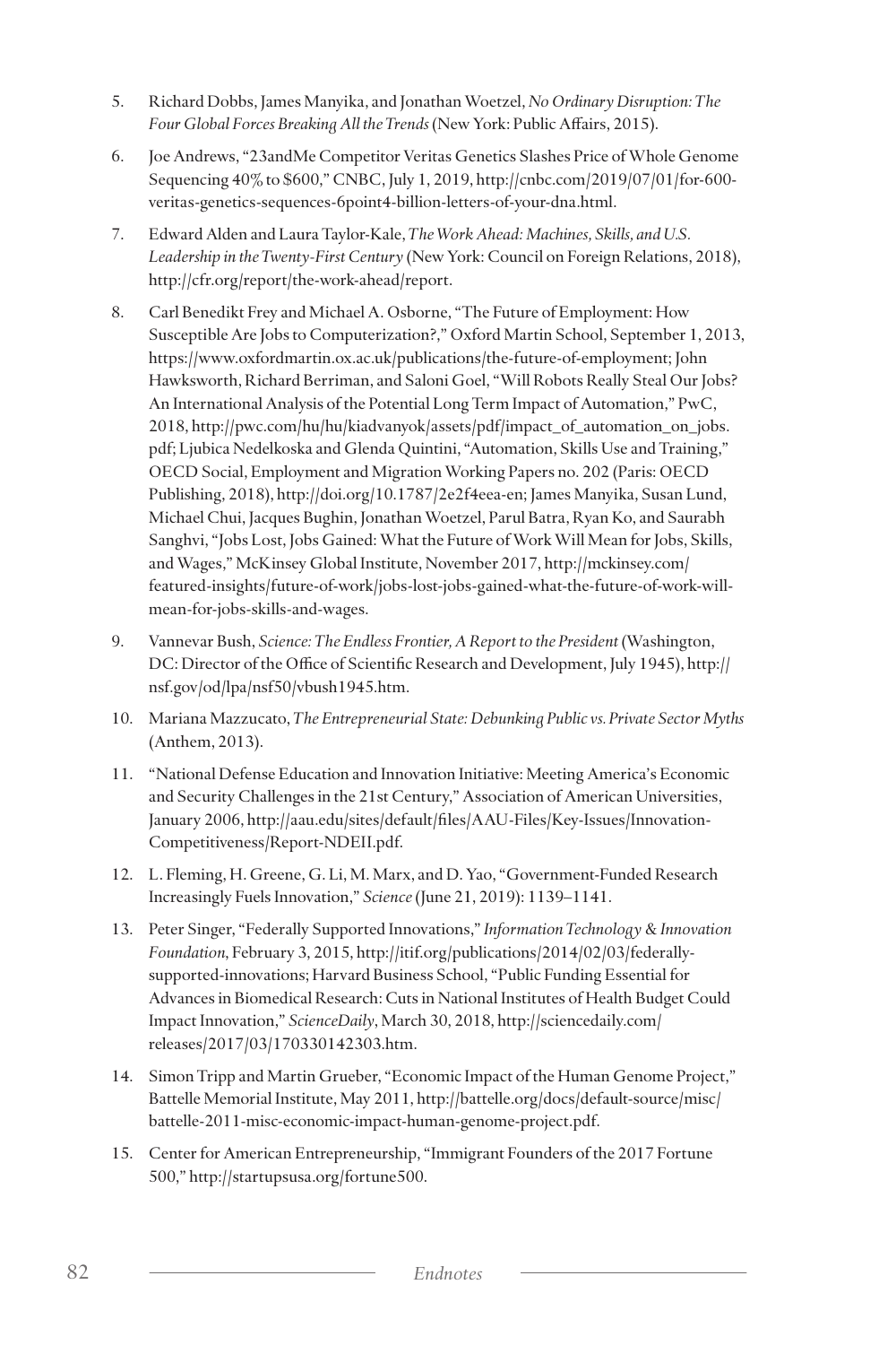5. Richard Dobbs, James Manyika, and Jonathan Woetzel, *No Ordinary Disruption: The Four Global Forces Breaking All the Trends* (New York: Public Affairs, 2015).

6. Joe Andrews, "23andMe Competitor Veritas Genetics Slashes Price of Whole Genome Sequencing 40% to $600," CNBC, July 1, 2019, http://cnbc.com/2019/07/01/for-600-veritas-genetics-sequences-6point4-billion-letters-of-your-dna.html.

7. Edward Alden and Laura Taylor-Kale, *The Work Ahead: Machines, Skills, and U.S. Leadership in the Twenty-First Century* (New York: Council on Foreign Relations, 2018), http://cfr.org/report/the-work-ahead/report.

8. Carl Benedikt Frey and Michael A. Osborne, "The Future of Employment: How Susceptible Are Jobs to Computerization?," Oxford Martin School, September 1, 2013, https://www.oxfordmartin.ox.ac.uk/publications/the-future-of-employment; John Hawksworth, Richard Berriman, and Saloni Goel, "Will Robots Really Steal Our Jobs? An International Analysis of the Potential Long Term Impact of Automation," PwC, 2018, http://pwc.com/hu/hu/kiadvanyok/assets/pdf/impact_of_automation_on_jobs.pdf; Ljubica Nedelkoska and Glenda Quintini, "Automation, Skills Use and Training," OECD Social, Employment and Migration Working Papers no. 202 (Paris: OECD Publishing, 2018), http://doi.org/10.1787/2e2f4eea-en; James Manyika, Susan Lund, Michael Chui, Jacques Bughin, Jonathan Woetzel, Parul Batra, Ryan Ko, and Saurabh Sanghvi, "Jobs Lost, Jobs Gained: What the Future of Work Will Mean for Jobs, Skills, and Wages," McKinsey Global Institute, November 2017, http://mckinsey.com/featured-insights/future-of-work/jobs-lost-jobs-gained-what-the-future-of-work-will-mean-for-jobs-skills-and-wages.

9. Vannevar Bush, *Science: The Endless Frontier, A Report to the President* (Washington, DC: Director of the Office of Scientific Research and Development, July 1945), http://nsf.gov/od/lpa/nsf50/vbush1945.htm.

10. Mariana Mazzucato, *The Entrepreneurial State: Debunking Public vs. Private Sector Myths* (Anthem, 2013).

11. "National Defense Education and Innovation Initiative: Meeting America's Economic and Security Challenges in the 21st Century," Association of American Universities, January 2006, http://aau.edu/sites/default/files/AAU-Files/Key-Issues/Innovation-Competitiveness/Report-NDEII.pdf.

12. L. Fleming, H. Greene, G. Li, M. Marx, and D. Yao, "Government-Funded Research Increasingly Fuels Innovation," *Science* (June 21, 2019): 1139–1141.

13. Peter Singer, "Federally Supported Innovations," *Information Technology & Innovation Foundation*, February 3, 2015, http://itif.org/publications/2014/02/03/federally-supported-innovations; Harvard Business School, "Public Funding Essential for Advances in Biomedical Research: Cuts in National Institutes of Health Budget Could Impact Innovation," *ScienceDaily*, March 30, 2018, http://sciencedaily.com/releases/2017/03/170330142303.htm.

14. Simon Tripp and Martin Grueber, "Economic Impact of the Human Genome Project," Battelle Memorial Institute, May 2011, http://battelle.org/docs/default-source/misc/battelle-2011-misc-economic-impact-human-genome-project.pdf.

15. Center for American Entrepreneurship, "Immigrant Founders of the 2017 Fortune 500," http://startupsusa.org/fortune500.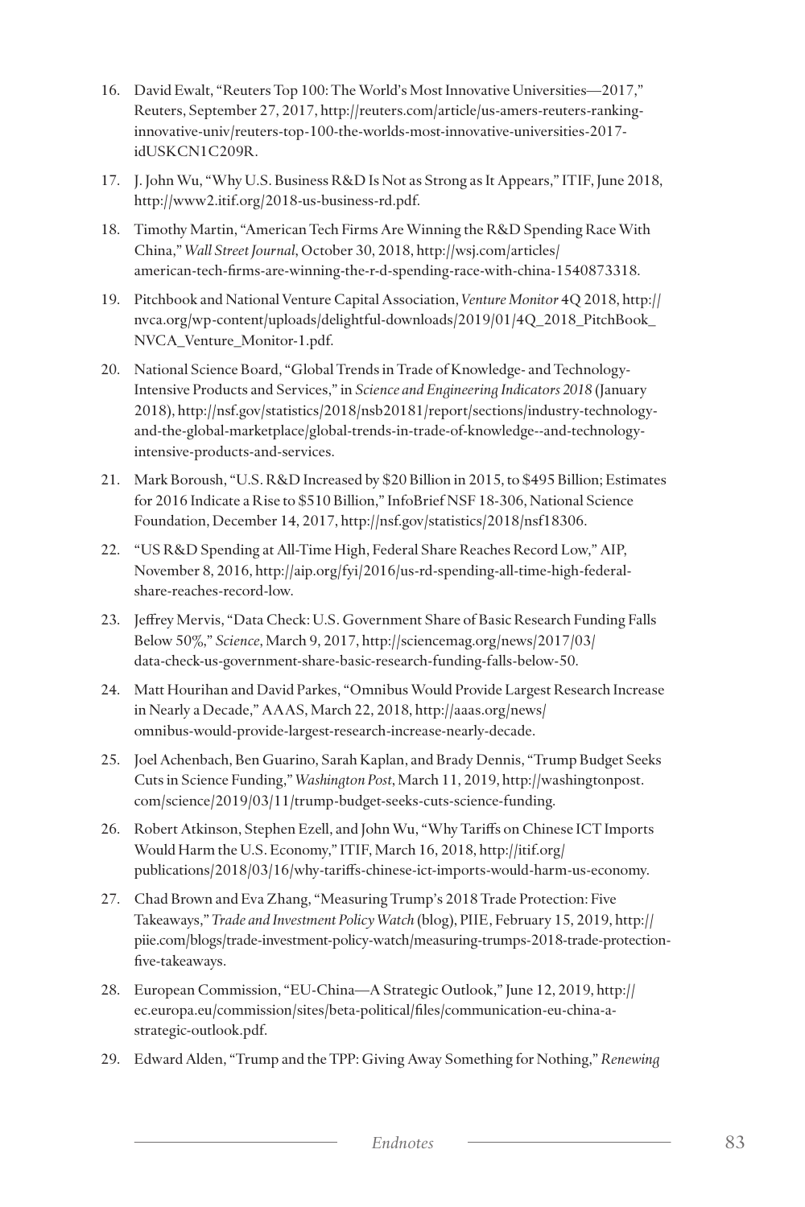16. David Ewalt, "Reuters Top 100: The World's Most Innovative Universities—2017," Reuters, September 27, 2017, http://reuters.com/article/us-amers-reuters-ranking-innovative-univ/reuters-top-100-the-worlds-most-innovative-universities-2017-idUSKCN1C209R.
17. J. John Wu, "Why U.S. Business R&D Is Not as Strong as It Appears," ITIF, June 2018, http://www2.itif.org/2018-us-business-rd.pdf.
18. Timothy Martin, "American Tech Firms Are Winning the R&D Spending Race With China," *Wall Street Journal*, October 30, 2018, http://wsj.com/articles/american-tech-firms-are-winning-the-r-d-spending-race-with-china-1540873318.
19. Pitchbook and National Venture Capital Association, *Venture Monitor* 4Q 2018, http://nvca.org/wp-content/uploads/delightful-downloads/2019/01/4Q_2018_PitchBook_NVCA_Venture_Monitor-1.pdf.
20. National Science Board, "Global Trends in Trade of Knowledge- and Technology-Intensive Products and Services," in *Science and Engineering Indicators 2018* (January 2018), http://nsf.gov/statistics/2018/nsb20181/report/sections/industry-technology-and-the-global-marketplace/global-trends-in-trade-of-knowledge--and-technology-intensive-products-and-services.
21. Mark Boroush, "U.S. R&D Increased by $20 Billion in 2015, to $495 Billion; Estimates for 2016 Indicate a Rise to $510 Billion," InfoBrief NSF 18-306, National Science Foundation, December 14, 2017, http://nsf.gov/statistics/2018/nsf18306.
22. "US R&D Spending at All-Time High, Federal Share Reaches Record Low," AIP, November 8, 2016, http://aip.org/fyi/2016/us-rd-spending-all-time-high-federal-share-reaches-record-low.
23. Jeffrey Mervis, "Data Check: U.S. Government Share of Basic Research Funding Falls Below 50%," *Science*, March 9, 2017, http://sciencemag.org/news/2017/03/data-check-us-government-share-basic-research-funding-falls-below-50.
24. Matt Hourihan and David Parkes, "Omnibus Would Provide Largest Research Increase in Nearly a Decade," AAAS, March 22, 2018, http://aaas.org/news/omnibus-would-provide-largest-research-increase-nearly-decade.
25. Joel Achenbach, Ben Guarino, Sarah Kaplan, and Brady Dennis, "Trump Budget Seeks Cuts in Science Funding," *Washington Post*, March 11, 2019, http://washingtonpost.com/science/2019/03/11/trump-budget-seeks-cuts-science-funding.
26. Robert Atkinson, Stephen Ezell, and John Wu, "Why Tariffs on Chinese ICT Imports Would Harm the U.S. Economy," ITIF, March 16, 2018, http://itif.org/publications/2018/03/16/why-tariffs-chinese-ict-imports-would-harm-us-economy.
27. Chad Brown and Eva Zhang, "Measuring Trump's 2018 Trade Protection: Five Takeaways," *Trade and Investment Policy Watch* (blog), PIIE, February 15, 2019, http://piie.com/blogs/trade-investment-policy-watch/measuring-trumps-2018-trade-protection-five-takeaways.
28. European Commission, "EU-China—A Strategic Outlook," June 12, 2019, http://ec.europa.eu/commission/sites/beta-political/files/communication-eu-china-a-strategic-outlook.pdf.
29. Edward Alden, "Trump and the TPP: Giving Away Something for Nothing," *Renewing*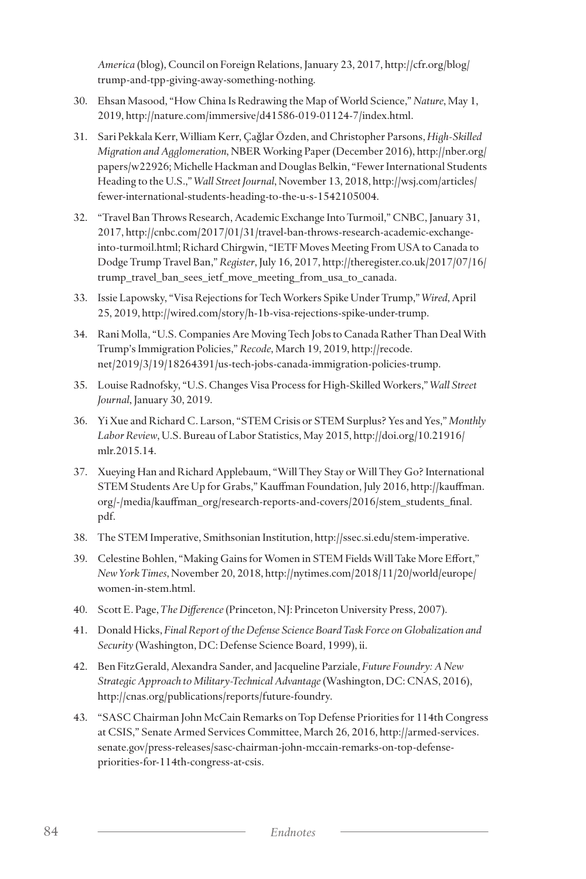*America* (blog), Council on Foreign Relations, January 23, 2017, http://cfr.org/blog/trump-and-tpp-giving-away-something-nothing.

30. Ehsan Masood, "How China Is Redrawing the Map of World Science," *Nature*, May 1, 2019, http://nature.com/immersive/d41586-019-01124-7/index.html.

31. Sari Pekkala Kerr, William Kerr, Çağlar Özden, and Christopher Parsons, *High-Skilled Migration and Agglomeration*, NBER Working Paper (December 2016), http://nber.org/papers/w22926; Michelle Hackman and Douglas Belkin, "Fewer International Students Heading to the U.S.," *Wall Street Journal*, November 13, 2018, http://wsj.com/articles/fewer-international-students-heading-to-the-u-s-1542105004.

32. "Travel Ban Throws Research, Academic Exchange Into Turmoil," CNBC, January 31, 2017, http://cnbc.com/2017/01/31/travel-ban-throws-research-academic-exchange-into-turmoil.html; Richard Chirgwin, "IETF Moves Meeting From USA to Canada to Dodge Trump Travel Ban," *Register*, July 16, 2017, http://theregister.co.uk/2017/07/16/trump_travel_ban_sees_ietf_move_meeting_from_usa_to_canada.

33. Issie Lapowsky, "Visa Rejections for Tech Workers Spike Under Trump," *Wired*, April 25, 2019, http://wired.com/story/h-1b-visa-rejections-spike-under-trump.

34. Rani Molla, "U.S. Companies Are Moving Tech Jobs to Canada Rather Than Deal With Trump's Immigration Policies," *Recode*, March 19, 2019, http://recode.net/2019/3/19/18264391/us-tech-jobs-canada-immigration-policies-trump.

35. Louise Radnofsky, "U.S. Changes Visa Process for High-Skilled Workers," *Wall Street Journal*, January 30, 2019.

36. Yi Xue and Richard C. Larson, "STEM Crisis or STEM Surplus? Yes and Yes," *Monthly Labor Review*, U.S. Bureau of Labor Statistics, May 2015, http://doi.org/10.21916/mlr.2015.14.

37. Xueying Han and Richard Applebaum, "Will They Stay or Will They Go? International STEM Students Are Up for Grabs," Kauffman Foundation, July 2016, http://kauffman.org/-/media/kauffman_org/research-reports-and-covers/2016/stem_students_final.pdf.

38. The STEM Imperative, Smithsonian Institution, http://ssec.si.edu/stem-imperative.

39. Celestine Bohlen, "Making Gains for Women in STEM Fields Will Take More Effort," *New York Times*, November 20, 2018, http://nytimes.com/2018/11/20/world/europe/women-in-stem.html.

40. Scott E. Page, *The Difference* (Princeton, NJ: Princeton University Press, 2007).

41. Donald Hicks, *Final Report of the Defense Science Board Task Force on Globalization and Security* (Washington, DC: Defense Science Board, 1999), ii.

42. Ben FitzGerald, Alexandra Sander, and Jacqueline Parziale, *Future Foundry: A New Strategic Approach to Military-Technical Advantage* (Washington, DC: CNAS, 2016), http://cnas.org/publications/reports/future-foundry.

43. "SASC Chairman John McCain Remarks on Top Defense Priorities for 114th Congress at CSIS," Senate Armed Services Committee, March 26, 2016, http://armed-services.senate.gov/press-releases/sasc-chairman-john-mccain-remarks-on-top-defense-priorities-for-114th-congress-at-csis.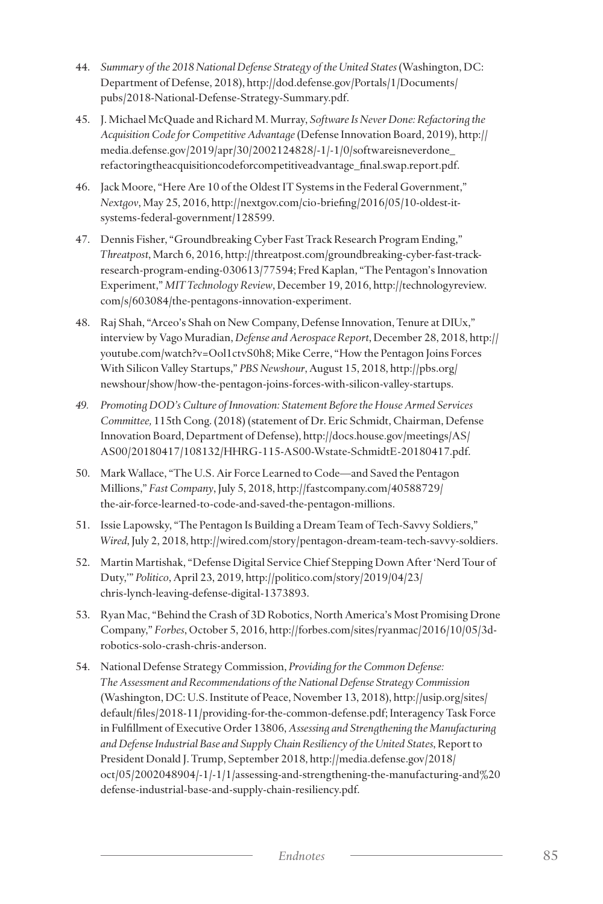44. *Summary of the 2018 National Defense Strategy of the United States* (Washington, DC: Department of Defense, 2018), http://dod.defense.gov/Portals/1/Documents/pubs/2018-National-Defense-Strategy-Summary.pdf.

45. J. Michael McQuade and Richard M. Murray, *Software Is Never Done: Refactoring the Acquisition Code for Competitive Advantage* (Defense Innovation Board, 2019), http://media.defense.gov/2019/apr/30/2002124828/-1/-1/0/softwareisneverdone_refactoringtheacquisitioncodeforcompetitiveadvantage_final.swap.report.pdf.

46. Jack Moore, "Here Are 10 of the Oldest IT Systems in the Federal Government," *Nextgov*, May 25, 2016, http://nextgov.com/cio-briefing/2016/05/10-oldest-it-systems-federal-government/128599.

47. Dennis Fisher, "Groundbreaking Cyber Fast Track Research Program Ending," *Threatpost*, March 6, 2016, http://threatpost.com/groundbreaking-cyber-fast-track-research-program-ending-030613/77594; Fred Kaplan, "The Pentagon's Innovation Experiment," *MIT Technology Review*, December 19, 2016, http://technologyreview.com/s/603084/the-pentagons-innovation-experiment.

48. Raj Shah, "Arceo's Shah on New Company, Defense Innovation, Tenure at DIUx," interview by Vago Muradian, *Defense and Aerospace Report*, December 28, 2018, http://youtube.com/watch?v=Ool1ctvS0h8; Mike Cerre, "How the Pentagon Joins Forces With Silicon Valley Startups," *PBS Newshour*, August 15, 2018, http://pbs.org/newshour/show/how-the-pentagon-joins-forces-with-silicon-valley-startups.

49. *Promoting DOD's Culture of Innovation: Statement Before the House Armed Services Committee,* 115th Cong. (2018) (statement of Dr. Eric Schmidt, Chairman, Defense Innovation Board, Department of Defense), http://docs.house.gov/meetings/AS/AS00/20180417/108132/HHRG-115-AS00-Wstate-SchmidtE-20180417.pdf.

50. Mark Wallace, "The U.S. Air Force Learned to Code—and Saved the Pentagon Millions," *Fast Company*, July 5, 2018, http://fastcompany.com/40588729/the-air-force-learned-to-code-and-saved-the-pentagon-millions.

51. Issie Lapowsky, "The Pentagon Is Building a Dream Team of Tech-Savvy Soldiers," *Wired*, July 2, 2018, http://wired.com/story/pentagon-dream-team-tech-savvy-soldiers.

52. Martin Martishak, "Defense Digital Service Chief Stepping Down After 'Nerd Tour of Duty,'" *Politico*, April 23, 2019, http://politico.com/story/2019/04/23/chris-lynch-leaving-defense-digital-1373893.

53. Ryan Mac, "Behind the Crash of 3D Robotics, North America's Most Promising Drone Company," *Forbes*, October 5, 2016, http://forbes.com/sites/ryanmac/2016/10/05/3d-robotics-solo-crash-chris-anderson.

54. National Defense Strategy Commission, *Providing for the Common Defense: The Assessment and Recommendations of the National Defense Strategy Commission* (Washington, DC: U.S. Institute of Peace, November 13, 2018), http://usip.org/sites/default/files/2018-11/providing-for-the-common-defense.pdf; Interagency Task Force in Fulfillment of Executive Order 13806, *Assessing and Strengthening the Manufacturing and Defense Industrial Base and Supply Chain Resiliency of the United States*, Report to President Donald J. Trump, September 2018, http://media.defense.gov/2018/oct/05/2002048904/-1/-1/1/assessing-and-strengthening-the-manufacturing-and%20defense-industrial-base-and-supply-chain-resiliency.pdf.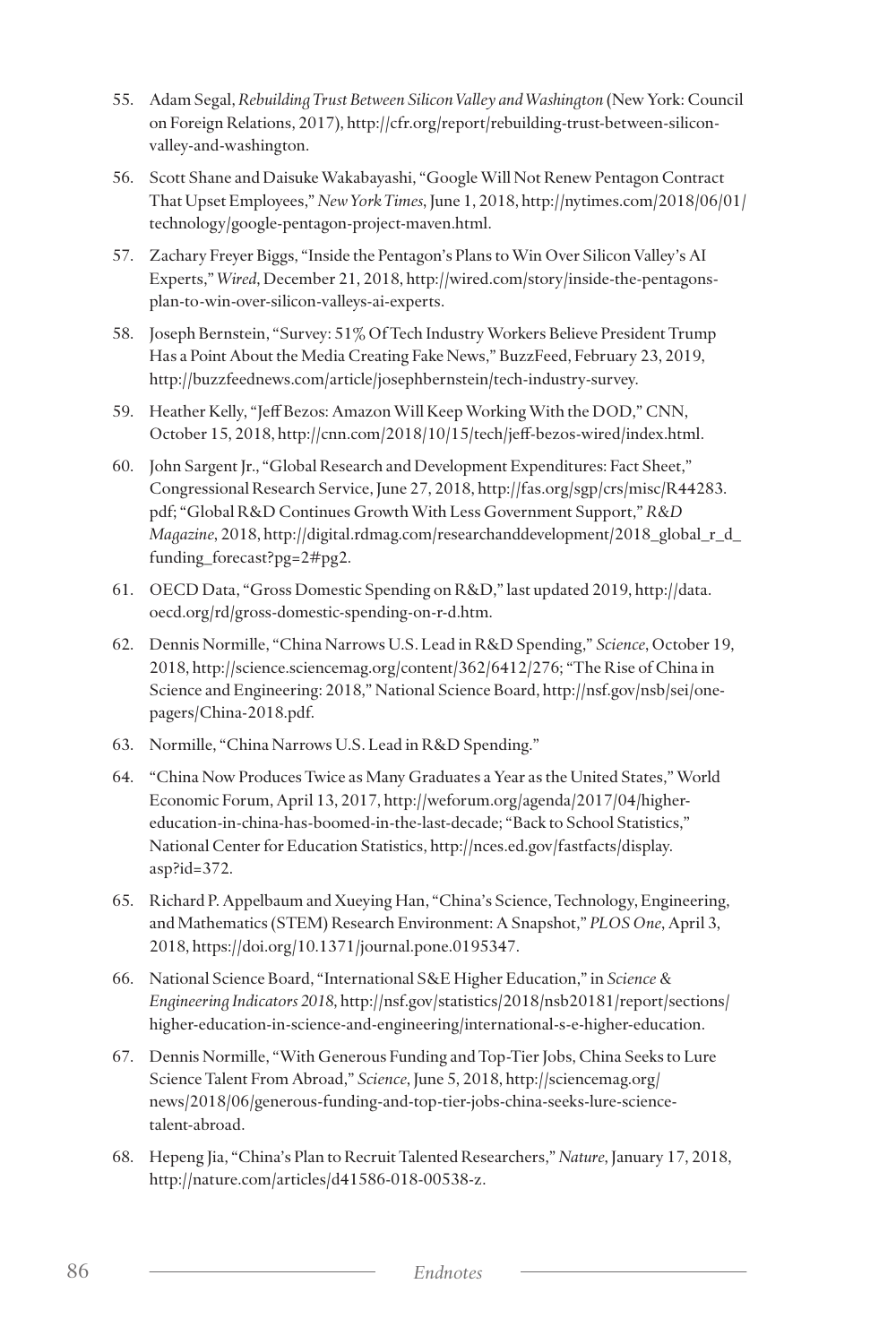55. Adam Segal, *Rebuilding Trust Between Silicon Valley and Washington* (New York: Council on Foreign Relations, 2017), http://cfr.org/report/rebuilding-trust-between-silicon-valley-and-washington.

56. Scott Shane and Daisuke Wakabayashi, "Google Will Not Renew Pentagon Contract That Upset Employees," *New York Times*, June 1, 2018, http://nytimes.com/2018/06/01/technology/google-pentagon-project-maven.html.

57. Zachary Freyer Biggs, "Inside the Pentagon's Plans to Win Over Silicon Valley's AI Experts," *Wired*, December 21, 2018, http://wired.com/story/inside-the-pentagons-plan-to-win-over-silicon-valleys-ai-experts.

58. Joseph Bernstein, "Survey: 51% Of Tech Industry Workers Believe President Trump Has a Point About the Media Creating Fake News," BuzzFeed, February 23, 2019, http://buzzfeednews.com/article/josephbernstein/tech-industry-survey.

59. Heather Kelly, "Jeff Bezos: Amazon Will Keep Working With the DOD," CNN, October 15, 2018, http://cnn.com/2018/10/15/tech/jeff-bezos-wired/index.html.

60. John Sargent Jr., "Global Research and Development Expenditures: Fact Sheet," Congressional Research Service, June 27, 2018, http://fas.org/sgp/crs/misc/R44283.pdf; "Global R&D Continues Growth With Less Government Support," *R&D Magazine*, 2018, http://digital.rdmag.com/researchanddevelopment/2018_global_r_d_funding_forecast?pg=2#pg2.

61. OECD Data, "Gross Domestic Spending on R&D," last updated 2019, http://data.oecd.org/rd/gross-domestic-spending-on-r-d.htm.

62. Dennis Normille, "China Narrows U.S. Lead in R&D Spending," *Science*, October 19, 2018, http://science.sciencemag.org/content/362/6412/276; "The Rise of China in Science and Engineering: 2018," National Science Board, http://nsf.gov/nsb/sei/one-pagers/China-2018.pdf.

63. Normille, "China Narrows U.S. Lead in R&D Spending."

64. "China Now Produces Twice as Many Graduates a Year as the United States," World Economic Forum, April 13, 2017, http://weforum.org/agenda/2017/04/higher-education-in-china-has-boomed-in-the-last-decade; "Back to School Statistics," National Center for Education Statistics, http://nces.ed.gov/fastfacts/display.asp?id=372.

65. Richard P. Appelbaum and Xueying Han, "China's Science, Technology, Engineering, and Mathematics (STEM) Research Environment: A Snapshot," *PLOS One*, April 3, 2018, https://doi.org/10.1371/journal.pone.0195347.

66. National Science Board, "International S&E Higher Education," in *Science & Engineering Indicators 2018*, http://nsf.gov/statistics/2018/nsb20181/report/sections/higher-education-in-science-and-engineering/international-s-e-higher-education.

67. Dennis Normille, "With Generous Funding and Top-Tier Jobs, China Seeks to Lure Science Talent From Abroad," *Science*, June 5, 2018, http://sciencemag.org/news/2018/06/generous-funding-and-top-tier-jobs-china-seeks-lure-science-talent-abroad.

68. Hepeng Jia, "China's Plan to Recruit Talented Researchers," *Nature*, January 17, 2018, http://nature.com/articles/d41586-018-00538-z.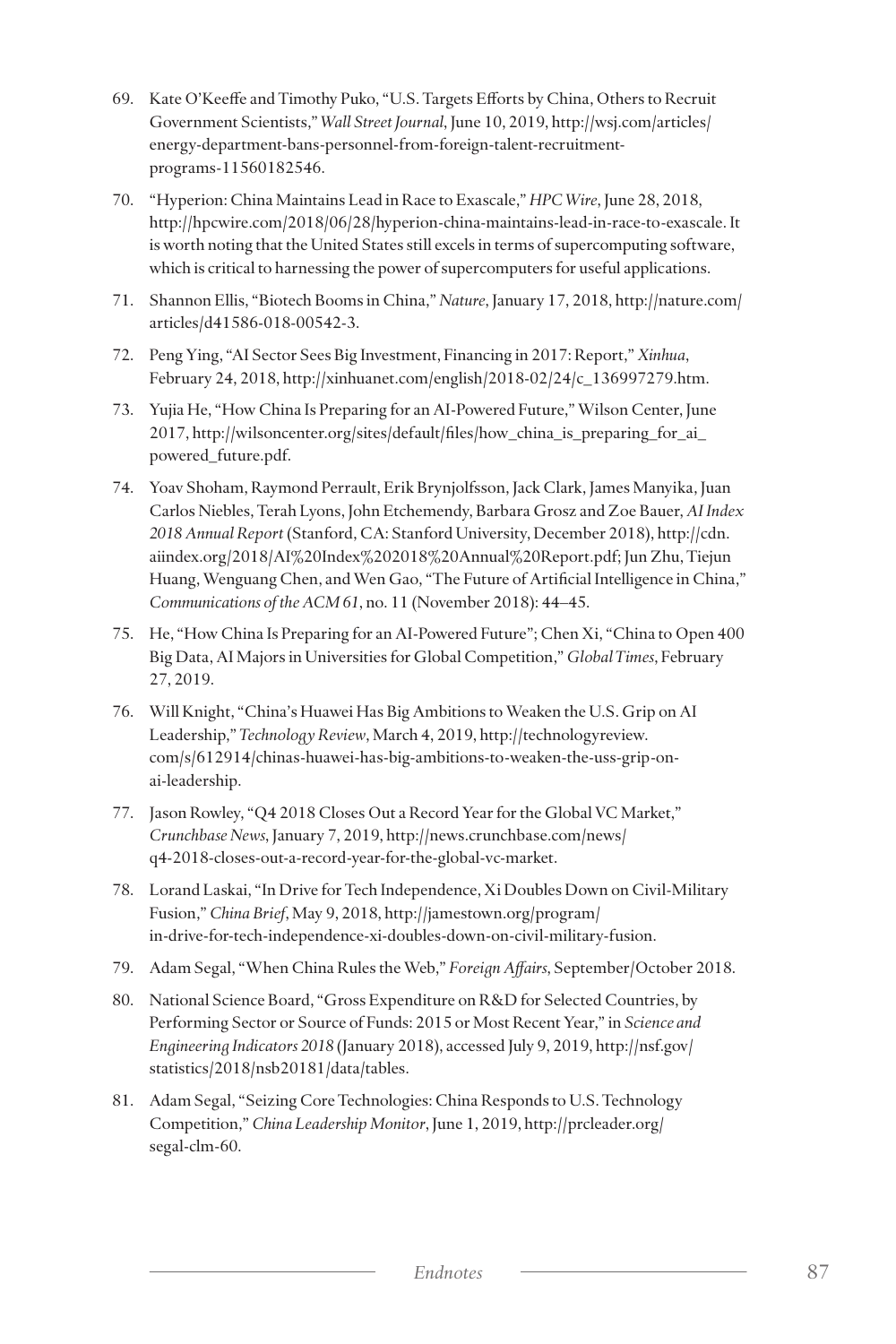69. Kate O'Keeffe and Timothy Puko, "U.S. Targets Efforts by China, Others to Recruit Government Scientists," *Wall Street Journal*, June 10, 2019, http://wsj.com/articles/energy-department-bans-personnel-from-foreign-talent-recruitment-programs-11560182546.

70. "Hyperion: China Maintains Lead in Race to Exascale," *HPC Wire*, June 28, 2018, http://hpcwire.com/2018/06/28/hyperion-china-maintains-lead-in-race-to-exascale. It is worth noting that the United States still excels in terms of supercomputing software, which is critical to harnessing the power of supercomputers for useful applications.

71. Shannon Ellis, "Biotech Booms in China," *Nature*, January 17, 2018, http://nature.com/articles/d41586-018-00542-3.

72. Peng Ying, "AI Sector Sees Big Investment, Financing in 2017: Report," *Xinhua*, February 24, 2018, http://xinhuanet.com/english/2018-02/24/c_136997279.htm.

73. Yujia He, "How China Is Preparing for an AI-Powered Future," Wilson Center, June 2017, http://wilsoncenter.org/sites/default/files/how_china_is_preparing_for_ai_powered_future.pdf.

74. Yoav Shoham, Raymond Perrault, Erik Brynjolfsson, Jack Clark, James Manyika, Juan Carlos Niebles, Terah Lyons, John Etchemendy, Barbara Grosz and Zoe Bauer, *AI Index 2018 Annual Report* (Stanford, CA: Stanford University, December 2018), http://cdn.aiindex.org/2018/AI%20Index%202018%20Annual%20Report.pdf; Jun Zhu, Tiejun Huang, Wenguang Chen, and Wen Gao, "The Future of Artificial Intelligence in China," *Communications of the ACM 61*, no. 11 (November 2018): 44–45.

75. He, "How China Is Preparing for an AI-Powered Future"; Chen Xi, "China to Open 400 Big Data, AI Majors in Universities for Global Competition," *Global Times*, February 27, 2019.

76. Will Knight, "China's Huawei Has Big Ambitions to Weaken the U.S. Grip on AI Leadership," *Technology Review*, March 4, 2019, http://technologyreview.com/s/612914/chinas-huawei-has-big-ambitions-to-weaken-the-uss-grip-on-ai-leadership.

77. Jason Rowley, "Q4 2018 Closes Out a Record Year for the Global VC Market," *Crunchbase News*, January 7, 2019, http://news.crunchbase.com/news/q4-2018-closes-out-a-record-year-for-the-global-vc-market.

78. Lorand Laskai, "In Drive for Tech Independence, Xi Doubles Down on Civil-Military Fusion," *China Brief*, May 9, 2018, http://jamestown.org/program/in-drive-for-tech-independence-xi-doubles-down-on-civil-military-fusion.

79. Adam Segal, "When China Rules the Web," *Foreign Affairs*, September/October 2018.

80. National Science Board, "Gross Expenditure on R&D for Selected Countries, by Performing Sector or Source of Funds: 2015 or Most Recent Year," in *Science and Engineering Indicators 2018* (January 2018), accessed July 9, 2019, http://nsf.gov/statistics/2018/nsb20181/data/tables.

81. Adam Segal, "Seizing Core Technologies: China Responds to U.S. Technology Competition," *China Leadership Monitor*, June 1, 2019, http://prcleader.org/segal-clm-60.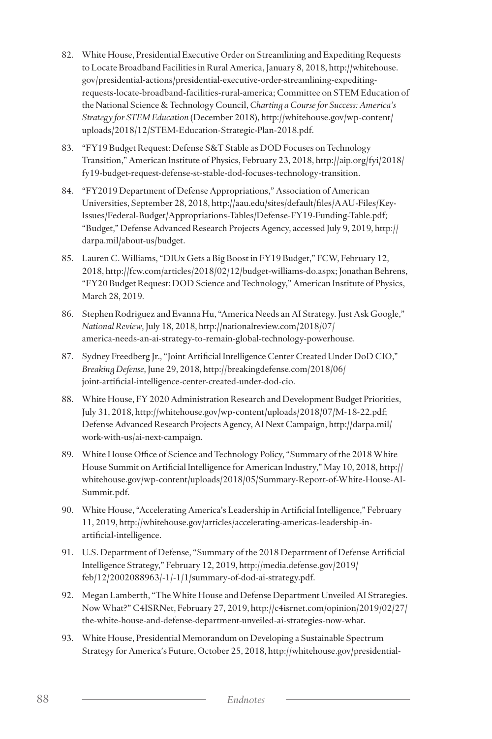82. White House, Presidential Executive Order on Streamlining and Expediting Requests to Locate Broadband Facilities in Rural America, January 8, 2018, http://whitehouse.gov/presidential-actions/presidential-executive-order-streamlining-expediting-requests-locate-broadband-facilities-rural-america; Committee on STEM Education of the National Science & Technology Council, *Charting a Course for Success: America's Strategy for STEM Education* (December 2018), http://whitehouse.gov/wp-content/uploads/2018/12/STEM-Education-Strategic-Plan-2018.pdf.

83. "FY19 Budget Request: Defense S&T Stable as DOD Focuses on Technology Transition," American Institute of Physics, February 23, 2018, http://aip.org/fyi/2018/fy19-budget-request-defense-st-stable-dod-focuses-technology-transition.

84. "FY2019 Department of Defense Appropriations," Association of American Universities, September 28, 2018, http://aau.edu/sites/default/files/AAU-Files/Key-Issues/Federal-Budget/Appropriations-Tables/Defense-FY19-Funding-Table.pdf; "Budget," Defense Advanced Research Projects Agency, accessed July 9, 2019, http://darpa.mil/about-us/budget.

85. Lauren C. Williams, "DIUx Gets a Big Boost in FY19 Budget," FCW, February 12, 2018, http://fcw.com/articles/2018/02/12/budget-williams-do.aspx; Jonathan Behrens, "FY20 Budget Request: DOD Science and Technology," American Institute of Physics, March 28, 2019.

86. Stephen Rodriguez and Evanna Hu, "America Needs an AI Strategy. Just Ask Google," *National Review*, July 18, 2018, http://nationalreview.com/2018/07/america-needs-an-ai-strategy-to-remain-global-technology-powerhouse.

87. Sydney Freedberg Jr., "Joint Artificial Intelligence Center Created Under DoD CIO," *Breaking Defense*, June 29, 2018, http://breakingdefense.com/2018/06/joint-artificial-intelligence-center-created-under-dod-cio.

88. White House, FY 2020 Administration Research and Development Budget Priorities, July 31, 2018, http://whitehouse.gov/wp-content/uploads/2018/07/M-18-22.pdf; Defense Advanced Research Projects Agency, AI Next Campaign, http://darpa.mil/work-with-us/ai-next-campaign.

89. White House Office of Science and Technology Policy, "Summary of the 2018 White House Summit on Artificial Intelligence for American Industry," May 10, 2018, http://whitehouse.gov/wp-content/uploads/2018/05/Summary-Report-of-White-House-AI-Summit.pdf.

90. White House, "Accelerating America's Leadership in Artificial Intelligence," February 11, 2019, http://whitehouse.gov/articles/accelerating-americas-leadership-in-artificial-intelligence.

91. U.S. Department of Defense, "Summary of the 2018 Department of Defense Artificial Intelligence Strategy," February 12, 2019, http://media.defense.gov/2019/feb/12/2002088963/-1/-1/1/summary-of-dod-ai-strategy.pdf.

92. Megan Lamberth, "The White House and Defense Department Unveiled AI Strategies. Now What?" C4ISRNet, February 27, 2019, http://c4isrnet.com/opinion/2019/02/27/the-white-house-and-defense-department-unveiled-ai-strategies-now-what.

93. White House, Presidential Memorandum on Developing a Sustainable Spectrum Strategy for America's Future, October 25, 2018, http://whitehouse.gov/presidential-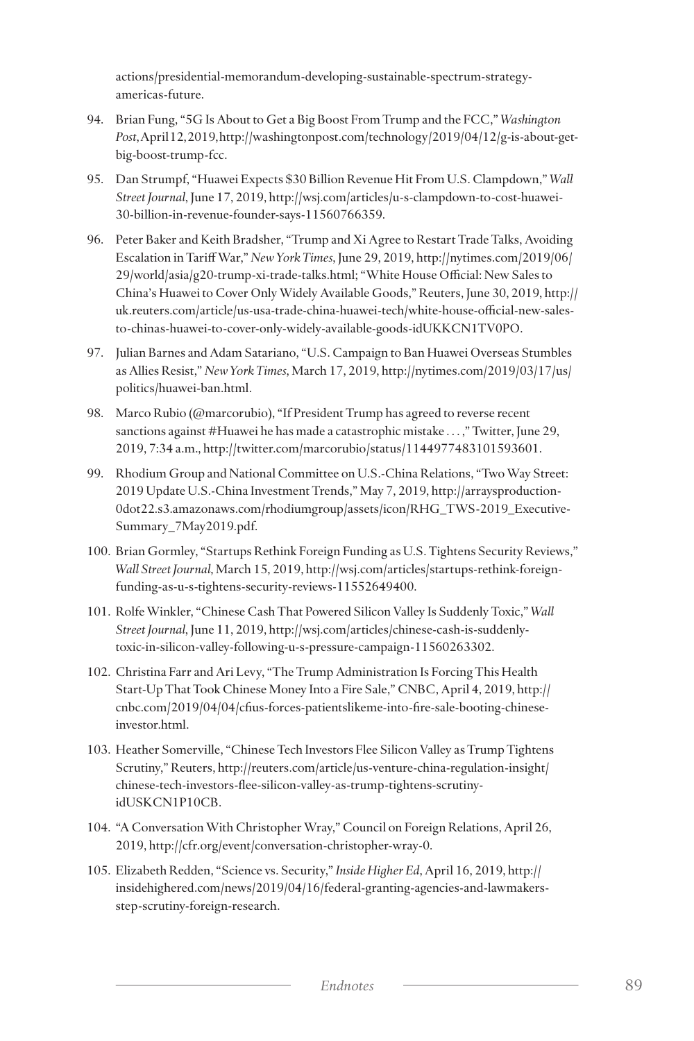actions/presidential-memorandum-developing-sustainable-spectrum-strategy-americas-future.

94. Brian Fung, "5G Is About to Get a Big Boost From Trump and the FCC," *Washington Post*, April 12, 2019, http://washingtonpost.com/technology/2019/04/12/g-is-about-get-big-boost-trump-fcc.

95. Dan Strumpf, "Huawei Expects $30 Billion Revenue Hit From U.S. Clampdown," *Wall Street Journal*, June 17, 2019, http://wsj.com/articles/u-s-clampdown-to-cost-huawei-30-billion-in-revenue-founder-says-11560766359.

96. Peter Baker and Keith Bradsher, "Trump and Xi Agree to Restart Trade Talks, Avoiding Escalation in Tariff War," *New York Times*, June 29, 2019, http://nytimes.com/2019/06/29/world/asia/g20-trump-xi-trade-talks.html; "White House Official: New Sales to China's Huawei to Cover Only Widely Available Goods," Reuters, June 30, 2019, http://uk.reuters.com/article/us-usa-trade-china-huawei-tech/white-house-official-new-sales-to-chinas-huawei-to-cover-only-widely-available-goods-idUKKCN1TV0PO.

97. Julian Barnes and Adam Satariano, "U.S. Campaign to Ban Huawei Overseas Stumbles as Allies Resist," *New York Times*, March 17, 2019, http://nytimes.com/2019/03/17/us/politics/huawei-ban.html.

98. Marco Rubio (@marcorubio), "If President Trump has agreed to reverse recent sanctions against #Huawei he has made a catastrophic mistake . . . ," Twitter, June 29, 2019, 7:34 a.m., http://twitter.com/marcorubio/status/1144977483101593601.

99. Rhodium Group and National Committee on U.S.-China Relations, "Two Way Street: 2019 Update U.S.-China Investment Trends," May 7, 2019, http://arraysproduction-0dot22.s3.amazonaws.com/rhodiumgroup/assets/icon/RHG_TWS-2019_Executive-Summary_7May2019.pdf.

100. Brian Gormley, "Startups Rethink Foreign Funding as U.S. Tightens Security Reviews," *Wall Street Journal*, March 15, 2019, http://wsj.com/articles/startups-rethink-foreign-funding-as-u-s-tightens-security-reviews-11552649400.

101. Rolfe Winkler, "Chinese Cash That Powered Silicon Valley Is Suddenly Toxic," *Wall Street Journal*, June 11, 2019, http://wsj.com/articles/chinese-cash-is-suddenly-toxic-in-silicon-valley-following-u-s-pressure-campaign-11560263302.

102. Christina Farr and Ari Levy, "The Trump Administration Is Forcing This Health Start-Up That Took Chinese Money Into a Fire Sale," CNBC, April 4, 2019, http://cnbc.com/2019/04/04/cfius-forces-patientslikeme-into-fire-sale-booting-chinese-investor.html.

103. Heather Somerville, "Chinese Tech Investors Flee Silicon Valley as Trump Tightens Scrutiny," Reuters, http://reuters.com/article/us-venture-china-regulation-insight/chinese-tech-investors-flee-silicon-valley-as-trump-tightens-scrutiny-idUSKCN1P10CB.

104. "A Conversation With Christopher Wray," Council on Foreign Relations, April 26, 2019, http://cfr.org/event/conversation-christopher-wray-0.

105. Elizabeth Redden, "Science vs. Security," *Inside Higher Ed*, April 16, 2019, http://insidehighered.com/news/2019/04/16/federal-granting-agencies-and-lawmakers-step-scrutiny-foreign-research.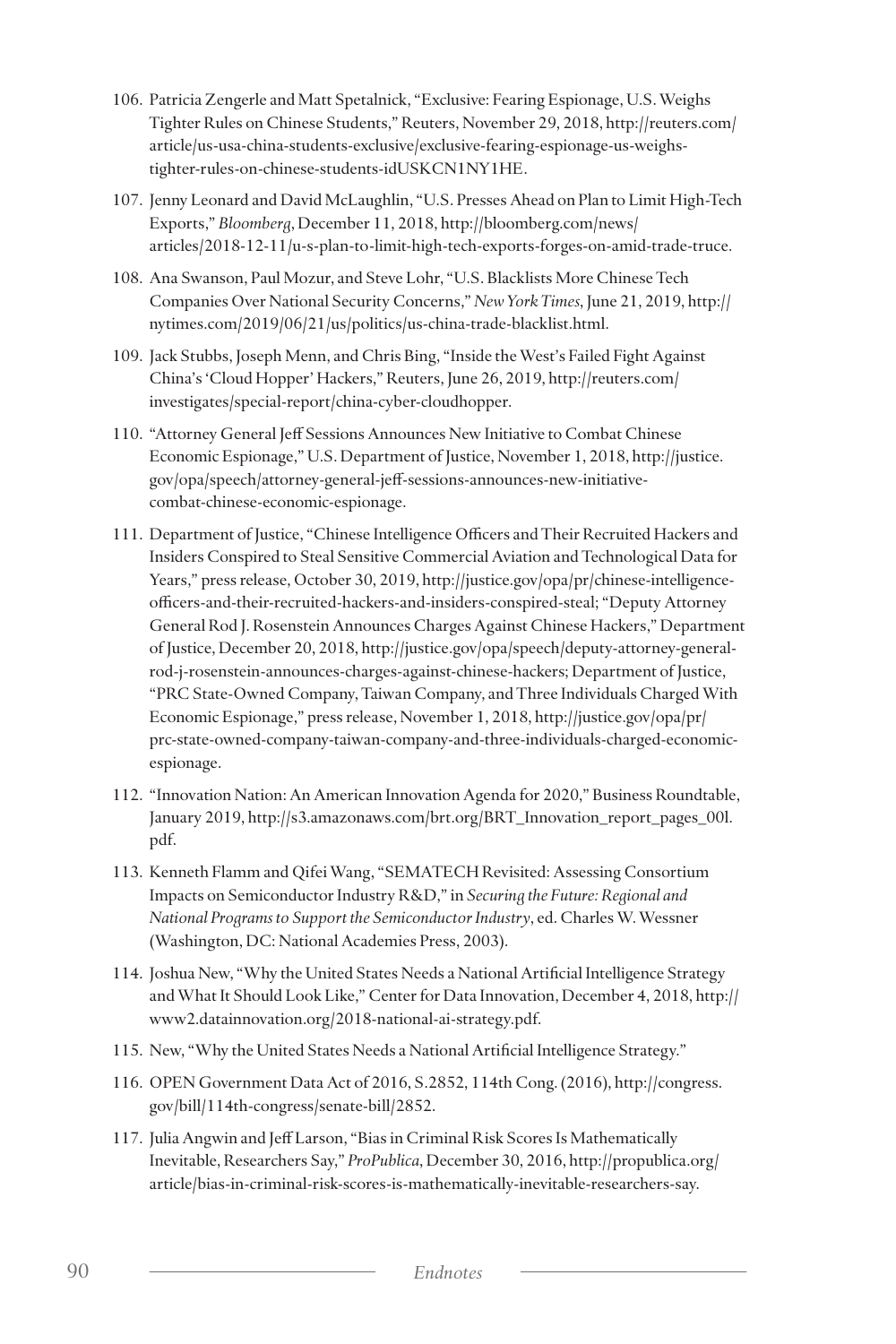106. Patricia Zengerle and Matt Spetalnick, "Exclusive: Fearing Espionage, U.S. Weighs Tighter Rules on Chinese Students," Reuters, November 29, 2018, http://reuters.com/article/us-usa-china-students-exclusive/exclusive-fearing-espionage-us-weighs-tighter-rules-on-chinese-students-idUSKCN1NY1HE.

107. Jenny Leonard and David McLaughlin, "U.S. Presses Ahead on Plan to Limit High-Tech Exports," *Bloomberg*, December 11, 2018, http://bloomberg.com/news/articles/2018-12-11/u-s-plan-to-limit-high-tech-exports-forges-on-amid-trade-truce.

108. Ana Swanson, Paul Mozur, and Steve Lohr, "U.S. Blacklists More Chinese Tech Companies Over National Security Concerns," *New York Times*, June 21, 2019, http://nytimes.com/2019/06/21/us/politics/us-china-trade-blacklist.html.

109. Jack Stubbs, Joseph Menn, and Chris Bing, "Inside the West's Failed Fight Against China's 'Cloud Hopper' Hackers," Reuters, June 26, 2019, http://reuters.com/investigates/special-report/china-cyber-cloudhopper.

110. "Attorney General Jeff Sessions Announces New Initiative to Combat Chinese Economic Espionage," U.S. Department of Justice, November 1, 2018, http://justice.gov/opa/speech/attorney-general-jeff-sessions-announces-new-initiative-combat-chinese-economic-espionage.

111. Department of Justice, "Chinese Intelligence Officers and Their Recruited Hackers and Insiders Conspired to Steal Sensitive Commercial Aviation and Technological Data for Years," press release, October 30, 2019, http://justice.gov/opa/pr/chinese-intelligence-officers-and-their-recruited-hackers-and-insiders-conspired-steal; "Deputy Attorney General Rod J. Rosenstein Announces Charges Against Chinese Hackers," Department of Justice, December 20, 2018, http://justice.gov/opa/speech/deputy-attorney-general-rod-j-rosenstein-announces-charges-against-chinese-hackers; Department of Justice, "PRC State-Owned Company, Taiwan Company, and Three Individuals Charged With Economic Espionage," press release, November 1, 2018, http://justice.gov/opa/pr/prc-state-owned-company-taiwan-company-and-three-individuals-charged-economic-espionage.

112. "Innovation Nation: An American Innovation Agenda for 2020," Business Roundtable, January 2019, http://s3.amazonaws.com/brt.org/BRT_Innovation_report_pages_00l.pdf.

113. Kenneth Flamm and Qifei Wang, "SEMATECH Revisited: Assessing Consortium Impacts on Semiconductor Industry R&D," in *Securing the Future: Regional and National Programs to Support the Semiconductor Industry*, ed. Charles W. Wessner (Washington, DC: National Academies Press, 2003).

114. Joshua New, "Why the United States Needs a National Artificial Intelligence Strategy and What It Should Look Like," Center for Data Innovation, December 4, 2018, http://www2.datainnovation.org/2018-national-ai-strategy.pdf.

115. New, "Why the United States Needs a National Artificial Intelligence Strategy."

116. OPEN Government Data Act of 2016, S.2852, 114th Cong. (2016), http://congress.gov/bill/114th-congress/senate-bill/2852.

117. Julia Angwin and Jeff Larson, "Bias in Criminal Risk Scores Is Mathematically Inevitable, Researchers Say," *ProPublica*, December 30, 2016, http://propublica.org/article/bias-in-criminal-risk-scores-is-mathematically-inevitable-researchers-say.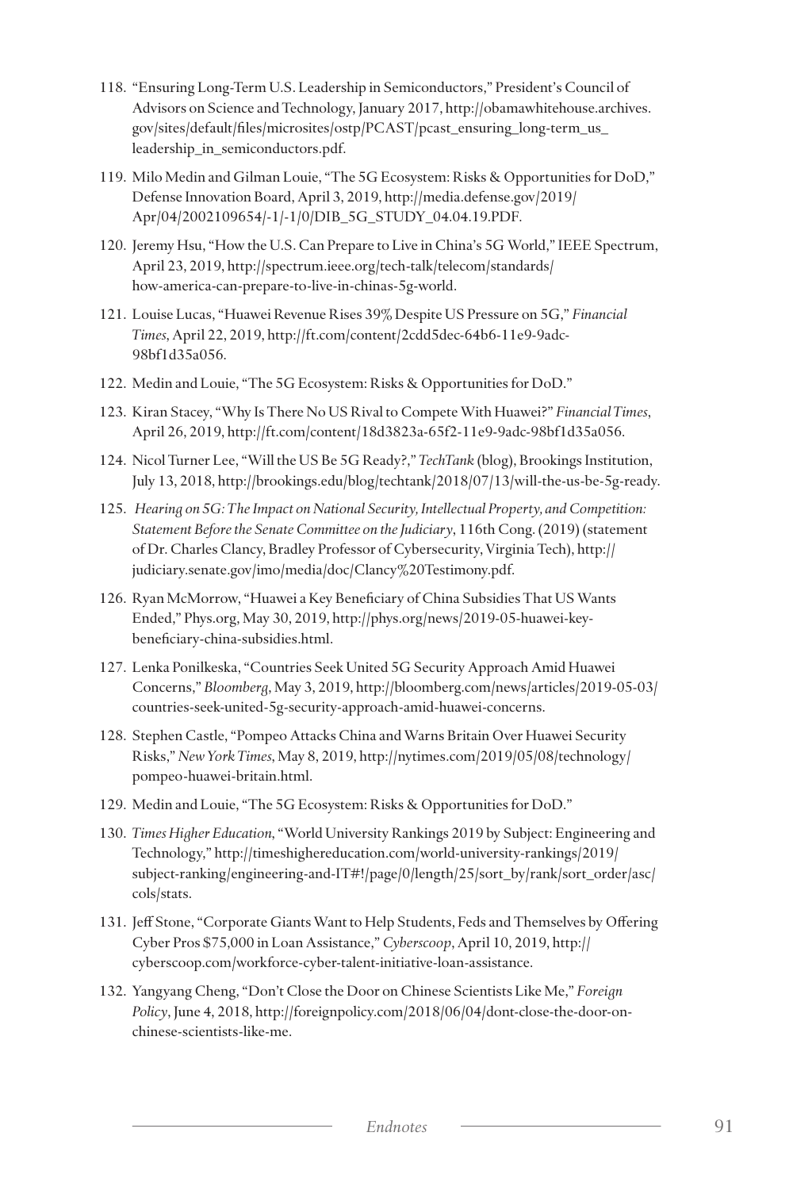118. "Ensuring Long-Term U.S. Leadership in Semiconductors," President's Council of Advisors on Science and Technology, January 2017, http://obamawhitehouse.archives.gov/sites/default/files/microsites/ostp/PCAST/pcast_ensuring_long-term_us_leadership_in_semiconductors.pdf.

119. Milo Medin and Gilman Louie, "The 5G Ecosystem: Risks & Opportunities for DoD," Defense Innovation Board, April 3, 2019, http://media.defense.gov/2019/Apr/04/2002109654/-1/-1/0/DIB_5G_STUDY_04.04.19.PDF.

120. Jeremy Hsu, "How the U.S. Can Prepare to Live in China's 5G World," IEEE Spectrum, April 23, 2019, http://spectrum.ieee.org/tech-talk/telecom/standards/how-america-can-prepare-to-live-in-chinas-5g-world.

121. Louise Lucas, "Huawei Revenue Rises 39% Despite US Pressure on 5G," *Financial Times*, April 22, 2019, http://ft.com/content/2cdd5dec-64b6-11e9-9adc-98bf1d35a056.

122. Medin and Louie, "The 5G Ecosystem: Risks & Opportunities for DoD."

123. Kiran Stacey, "Why Is There No US Rival to Compete With Huawei?" *Financial Times*, April 26, 2019, http://ft.com/content/18d3823a-65f2-11e9-9adc-98bf1d35a056.

124. Nicol Turner Lee, "Will the US Be 5G Ready?," *TechTank* (blog), Brookings Institution, July 13, 2018, http://brookings.edu/blog/techtank/2018/07/13/will-the-us-be-5g-ready.

125. *Hearing on 5G: The Impact on National Security, Intellectual Property, and Competition: Statement Before the Senate Committee on the Judiciary*, 116th Cong. (2019) (statement of Dr. Charles Clancy, Bradley Professor of Cybersecurity, Virginia Tech), http://judiciary.senate.gov/imo/media/doc/Clancy%20Testimony.pdf.

126. Ryan McMorrow, "Huawei a Key Beneficiary of China Subsidies That US Wants Ended," Phys.org, May 30, 2019, http://phys.org/news/2019-05-huawei-key-beneficiary-china-subsidies.html.

127. Lenka Ponilkeska, "Countries Seek United 5G Security Approach Amid Huawei Concerns," *Bloomberg*, May 3, 2019, http://bloomberg.com/news/articles/2019-05-03/countries-seek-united-5g-security-approach-amid-huawei-concerns.

128. Stephen Castle, "Pompeo Attacks China and Warns Britain Over Huawei Security Risks," *New York Times*, May 8, 2019, http://nytimes.com/2019/05/08/technology/pompeo-huawei-britain.html.

129. Medin and Louie, "The 5G Ecosystem: Risks & Opportunities for DoD."

130. *Times Higher Education*, "World University Rankings 2019 by Subject: Engineering and Technology," http://timeshighereducation.com/world-university-rankings/2019/subject-ranking/engineering-and-IT#!/page/0/length/25/sort_by/rank/sort_order/asc/cols/stats.

131. Jeff Stone, "Corporate Giants Want to Help Students, Feds and Themselves by Offering Cyber Pros $75,000 in Loan Assistance," *Cyberscoop*, April 10, 2019, http://cyberscoop.com/workforce-cyber-talent-initiative-loan-assistance.

132. Yangyang Cheng, "Don't Close the Door on Chinese Scientists Like Me," *Foreign Policy*, June 4, 2018, http://foreignpolicy.com/2018/06/04/dont-close-the-door-on-chinese-scientists-like-me.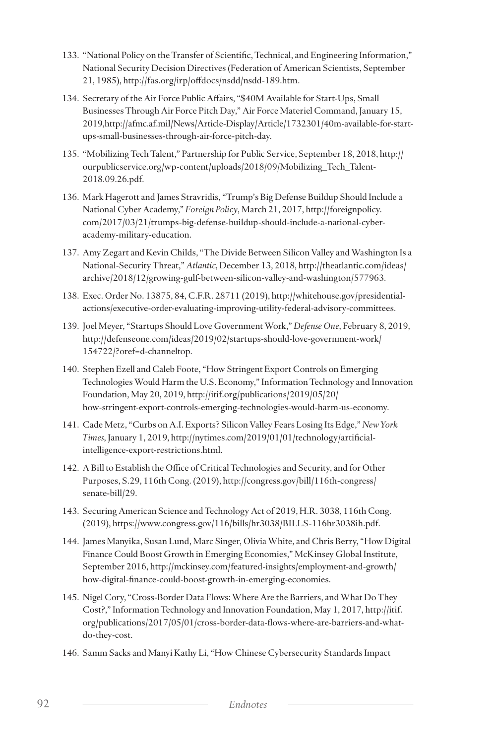133. "National Policy on the Transfer of Scientific, Technical, and Engineering Information," National Security Decision Directives (Federation of American Scientists, September 21, 1985), http://fas.org/irp/offdocs/nsdd/nsdd-189.htm.

134. Secretary of the Air Force Public Affairs, "$40M Available for Start-Ups, Small Businesses Through Air Force Pitch Day," Air Force Materiel Command, January 15, 2019,http://afmc.af.mil/News/Article-Display/Article/1732301/40m-available-for-start-ups-small-businesses-through-air-force-pitch-day.

135. "Mobilizing Tech Talent," Partnership for Public Service, September 18, 2018, http://ourpublicservice.org/wp-content/uploads/2018/09/Mobilizing_Tech_Talent-2018.09.26.pdf.

136. Mark Hagerott and James Stravridis, "Trump's Big Defense Buildup Should Include a National Cyber Academy," *Foreign Policy*, March 21, 2017, http://foreignpolicy.com/2017/03/21/trumps-big-defense-buildup-should-include-a-national-cyber-academy-military-education.

137. Amy Zegart and Kevin Childs, "The Divide Between Silicon Valley and Washington Is a National-Security Threat," *Atlantic*, December 13, 2018, http://theatlantic.com/ideas/archive/2018/12/growing-gulf-between-silicon-valley-and-washington/577963.

138. Exec. Order No. 13875, 84, C.F.R. 28711 (2019), http://whitehouse.gov/presidential-actions/executive-order-evaluating-improving-utility-federal-advisory-committees.

139. Joel Meyer, "Startups Should Love Government Work," *Defense One*, February 8, 2019, http://defenseone.com/ideas/2019/02/startups-should-love-government-work/154722/?oref=d-channeltop.

140. Stephen Ezell and Caleb Foote, "How Stringent Export Controls on Emerging Technologies Would Harm the U.S. Economy," Information Technology and Innovation Foundation, May 20, 2019, http://itif.org/publications/2019/05/20/how-stringent-export-controls-emerging-technologies-would-harm-us-economy.

141. Cade Metz, "Curbs on A.I. Exports? Silicon Valley Fears Losing Its Edge," *New York Times*, January 1, 2019, http://nytimes.com/2019/01/01/technology/artificial-intelligence-export-restrictions.html.

142. A Bill to Establish the Office of Critical Technologies and Security, and for Other Purposes, S.29, 116th Cong. (2019), http://congress.gov/bill/116th-congress/senate-bill/29.

143. Securing American Science and Technology Act of 2019, H.R. 3038, 116th Cong. (2019), https://www.congress.gov/116/bills/hr3038/BILLS-116hr3038ih.pdf.

144. James Manyika, Susan Lund, Marc Singer, Olivia White, and Chris Berry, "How Digital Finance Could Boost Growth in Emerging Economies," McKinsey Global Institute, September 2016, http://mckinsey.com/featured-insights/employment-and-growth/how-digital-finance-could-boost-growth-in-emerging-economies.

145. Nigel Cory, "Cross-Border Data Flows: Where Are the Barriers, and What Do They Cost?," Information Technology and Innovation Foundation, May 1, 2017, http://itif.org/publications/2017/05/01/cross-border-data-flows-where-are-barriers-and-what-do-they-cost.

146. Samm Sacks and Manyi Kathy Li, "How Chinese Cybersecurity Standards Impact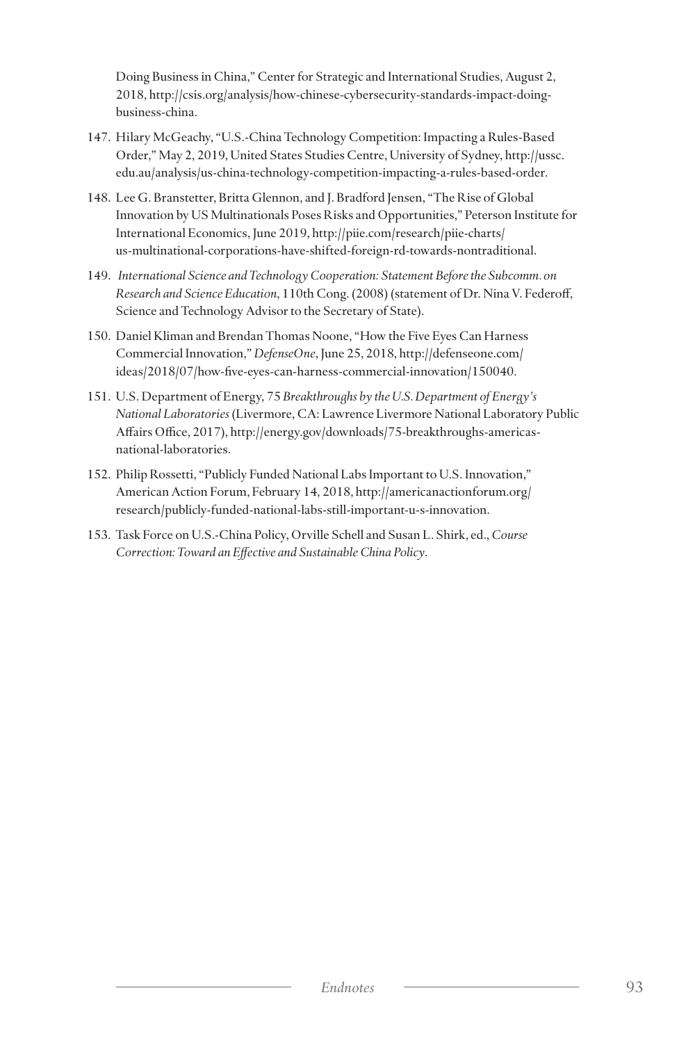Doing Business in China," Center for Strategic and International Studies, August 2, 2018, http://csis.org/analysis/how-chinese-cybersecurity-standards-impact-doing-business-china.

147. Hilary McGeachy, "U.S.-China Technology Competition: Impacting a Rules-Based Order," May 2, 2019, United States Studies Centre, University of Sydney, http://ussc.edu.au/analysis/us-china-technology-competition-impacting-a-rules-based-order.
148. Lee G. Branstetter, Britta Glennon, and J. Bradford Jensen, "The Rise of Global Innovation by US Multinationals Poses Risks and Opportunities," Peterson Institute for International Economics, June 2019, http://piie.com/research/piie-charts/us-multinational-corporations-have-shifted-foreign-rd-towards-nontraditional.
149. *International Science and Technology Cooperation: Statement Before the Subcomm. on Research and Science Education*, 110th Cong. (2008) (statement of Dr. Nina V. Federoff, Science and Technology Advisor to the Secretary of State).
150. Daniel Kliman and Brendan Thomas Noone, "How the Five Eyes Can Harness Commercial Innovation," *DefenseOne*, June 25, 2018, http://defenseone.com/ideas/2018/07/how-five-eyes-can-harness-commercial-innovation/150040.
151. U.S. Department of Energy, 75 *Breakthroughs by the U.S. Department of Energy's National Laboratories* (Livermore, CA: Lawrence Livermore National Laboratory Public Affairs Office, 2017), http://energy.gov/downloads/75-breakthroughs-americas-national-laboratories.
152. Philip Rossetti, "Publicly Funded National Labs Important to U.S. Innovation," American Action Forum, February 14, 2018, http://americanactionforum.org/research/publicly-funded-national-labs-still-important-u-s-innovation.
153. Task Force on U.S.-China Policy, Orville Schell and Susan L. Shirk, ed., *Course Correction: Toward an Effective and Sustainable China Policy*.